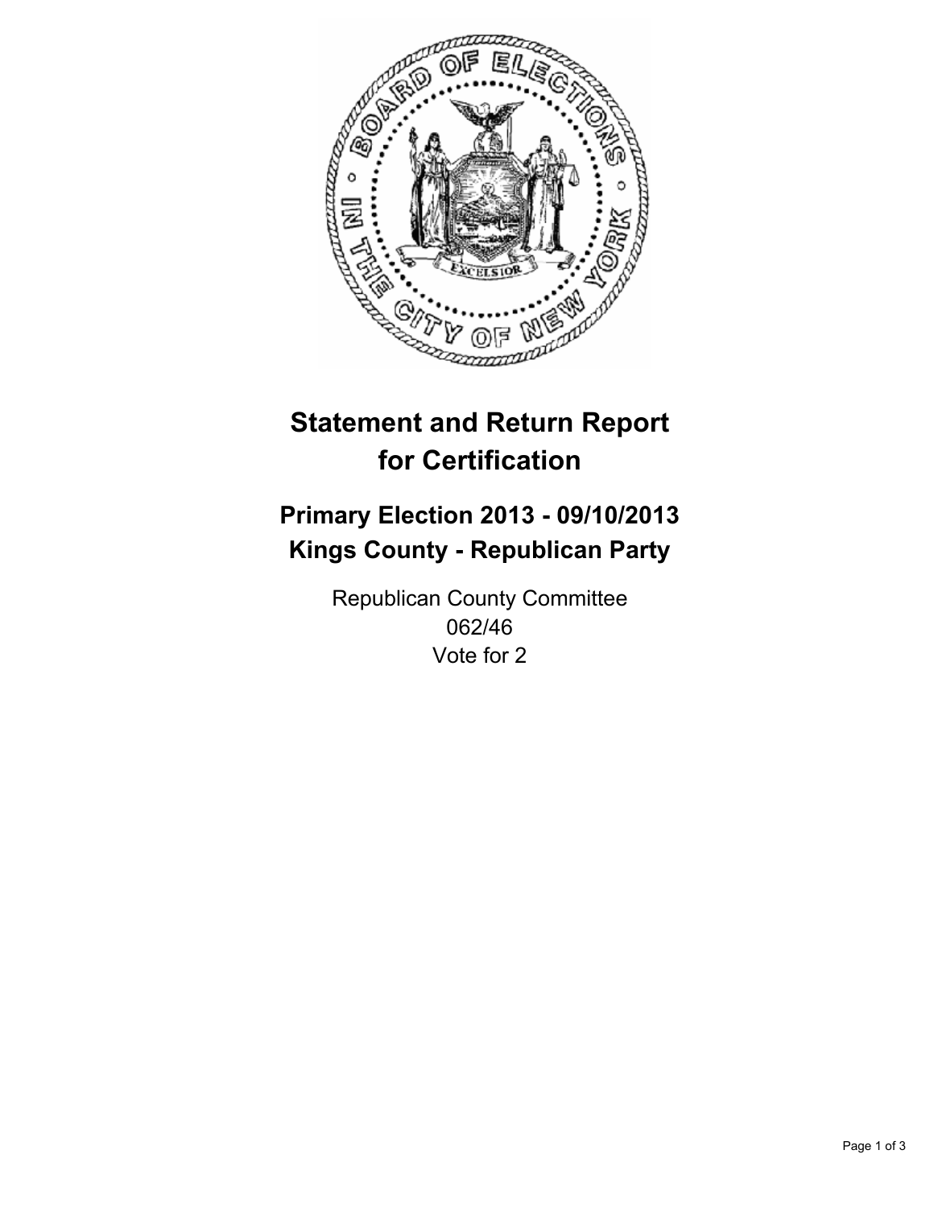# Statement and Return Report for Certification

## Primary Election 2013 - 09/10/2013
## Kings County - Republican Party

Republican County Committee
062/46
Vote for 2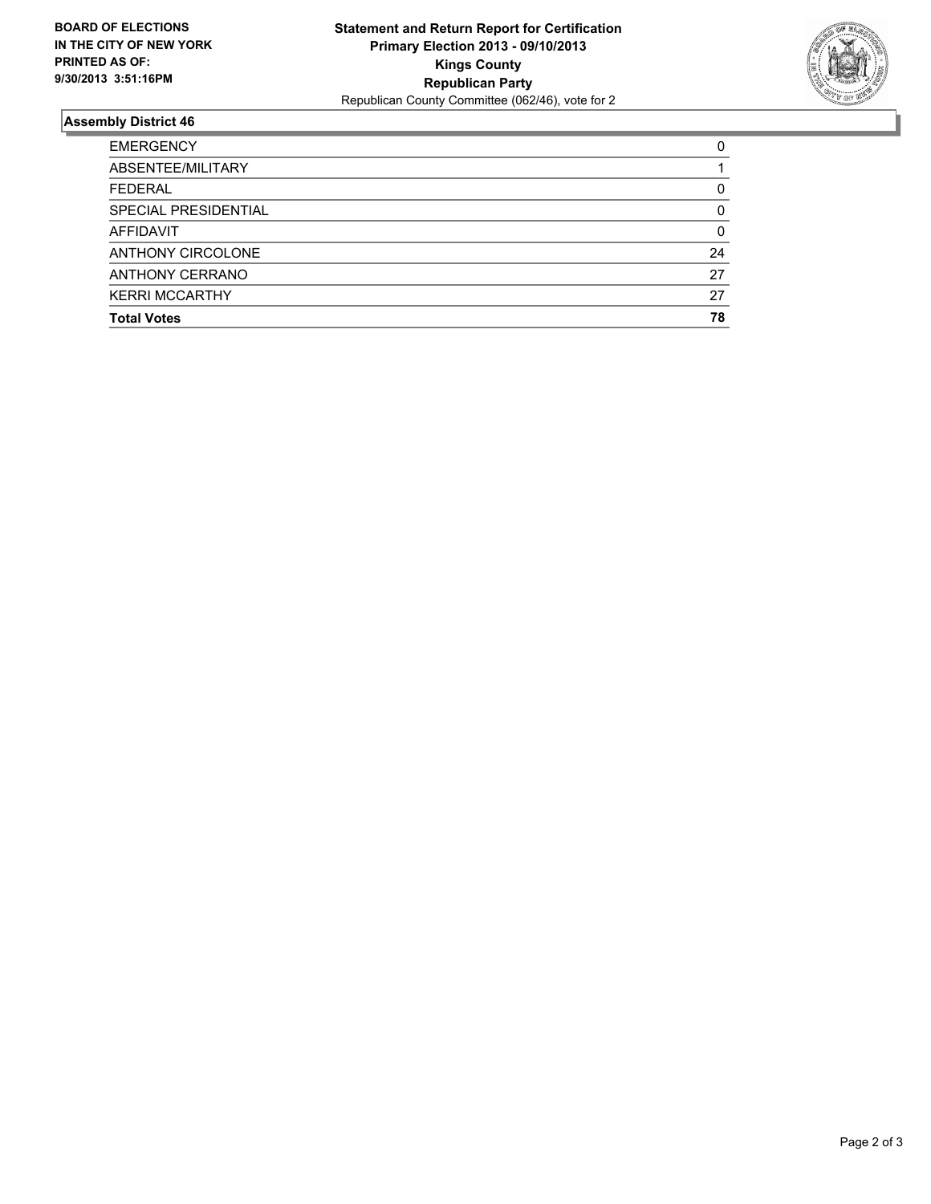**BOARD OF ELECTIONS IN THE CITY OF NEW YORK PRINTED AS OF: 9/30/2013 3:51:16PM**

**Statement and Return Report for Certification**
**Primary Election 2013 - 09/10/2013**
**Kings County**
**Republican Party**
Republican County Committee (062/46), vote for 2

### Assembly District 46

| | |
|---|---|
| EMERGENCY | 0 |
| ABSENTEE/MILITARY | 1 |
| FEDERAL | 0 |
| SPECIAL PRESIDENTIAL | 0 |
| AFFIDAVIT | 0 |
| ANTHONY CIRCOLONE | 24 |
| ANTHONY CERRANO | 27 |
| KERRI MCCARTHY | 27 |
| **Total Votes** | **78** |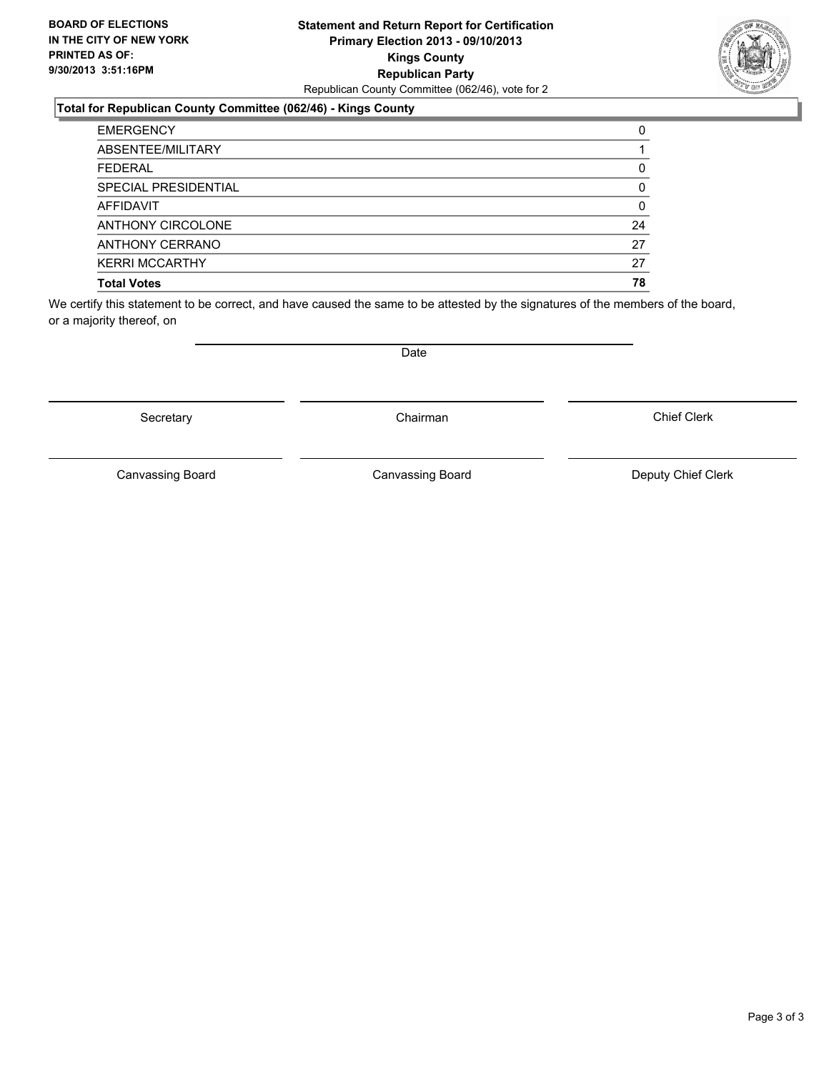**BOARD OF ELECTIONS IN THE CITY OF NEW YORK PRINTED AS OF: 9/30/2013 3:51:16PM**

**Statement and Return Report for Certification**
**Primary Election 2013 - 09/10/2013**
**Kings County**
**Republican Party**
Republican County Committee (062/46), vote for 2

### Total for Republican County Committee (062/46) - Kings County

| | |
|---|---|
| EMERGENCY | 0 |
| ABSENTEE/MILITARY | 1 |
| FEDERAL | 0 |
| SPECIAL PRESIDENTIAL | 0 |
| AFFIDAVIT | 0 |
| ANTHONY CIRCOLONE | 24 |
| ANTHONY CERRANO | 27 |
| KERRI MCCARTHY | 27 |
| **Total Votes** | **78** |

We certify this statement to be correct, and have caused the same to be attested by the signatures of the members of the board, or a majority thereof, on

Date

Secretary | Chairman | Chief Clerk

Canvassing Board | Canvassing Board | Deputy Chief Clerk